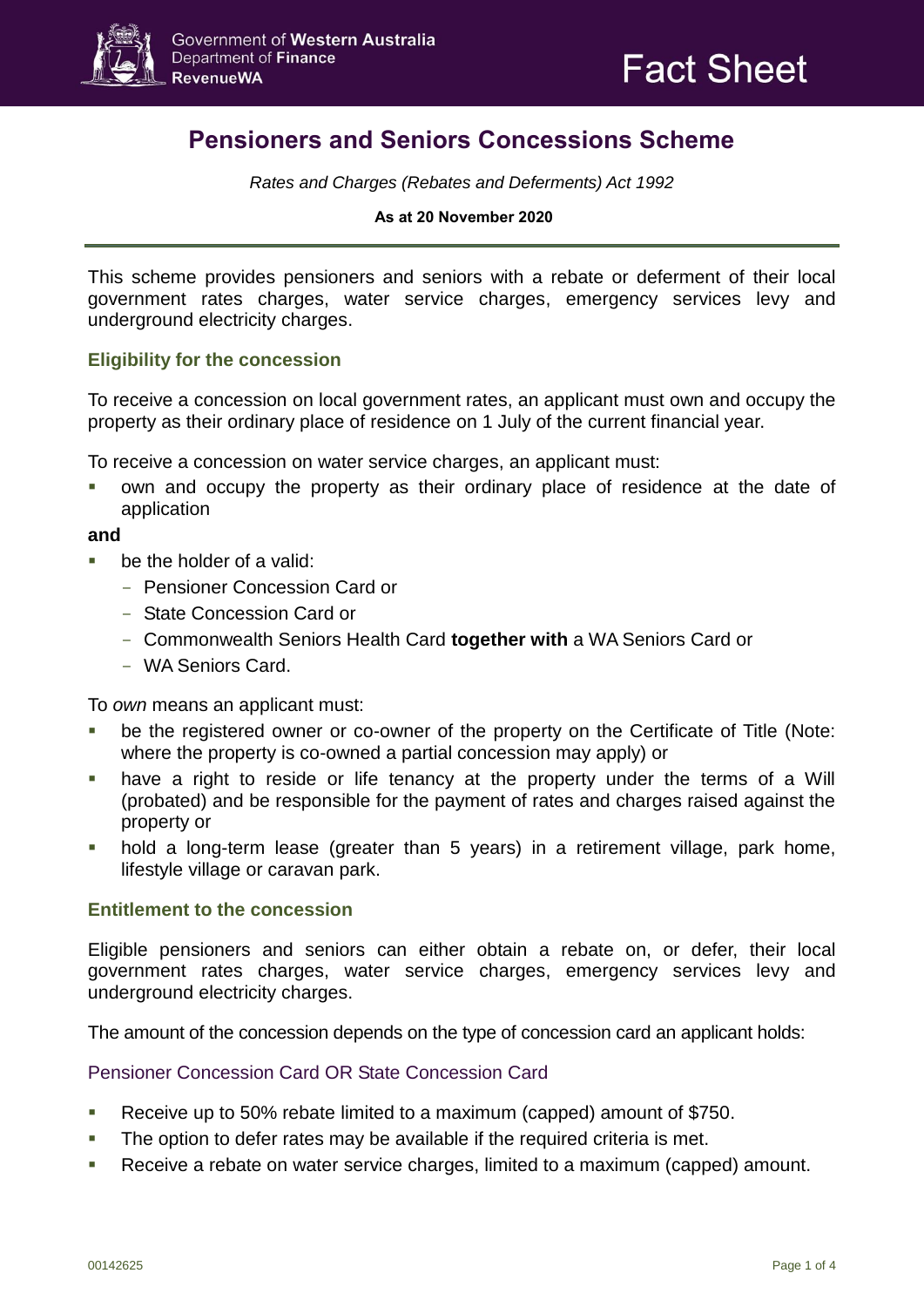Government of **Western Australia**
Department of **Finance**
**RevenueWA**

Fact Sheet

# Pensioners and Seniors Concessions Scheme

*Rates and Charges (Rebates and Deferments) Act 1992*

**As at 20 November 2020**

This scheme provides pensioners and seniors with a rebate or deferment of their local government rates charges, water service charges, emergency services levy and underground electricity charges.

## Eligibility for the concession

To receive a concession on local government rates, an applicant must own and occupy the property as their ordinary place of residence on 1 July of the current financial year.

To receive a concession on water service charges, an applicant must:

- own and occupy the property as their ordinary place of residence at the date of application

**and**

- be the holder of a valid:
  - Pensioner Concession Card or
  - State Concession Card or
  - Commonwealth Seniors Health Card **together with** a WA Seniors Card or
  - WA Seniors Card.

To *own* means an applicant must:

- be the registered owner or co-owner of the property on the Certificate of Title (Note: where the property is co-owned a partial concession may apply) or
- have a right to reside or life tenancy at the property under the terms of a Will (probated) and be responsible for the payment of rates and charges raised against the property or
- hold a long-term lease (greater than 5 years) in a retirement village, park home, lifestyle village or caravan park.

## Entitlement to the concession

Eligible pensioners and seniors can either obtain a rebate on, or defer, their local government rates charges, water service charges, emergency services levy and underground electricity charges.

The amount of the concession depends on the type of concession card an applicant holds:

### Pensioner Concession Card OR State Concession Card

- Receive up to 50% rebate limited to a maximum (capped) amount of $750.
- The option to defer rates may be available if the required criteria is met.
- Receive a rebate on water service charges, limited to a maximum (capped) amount.

00142625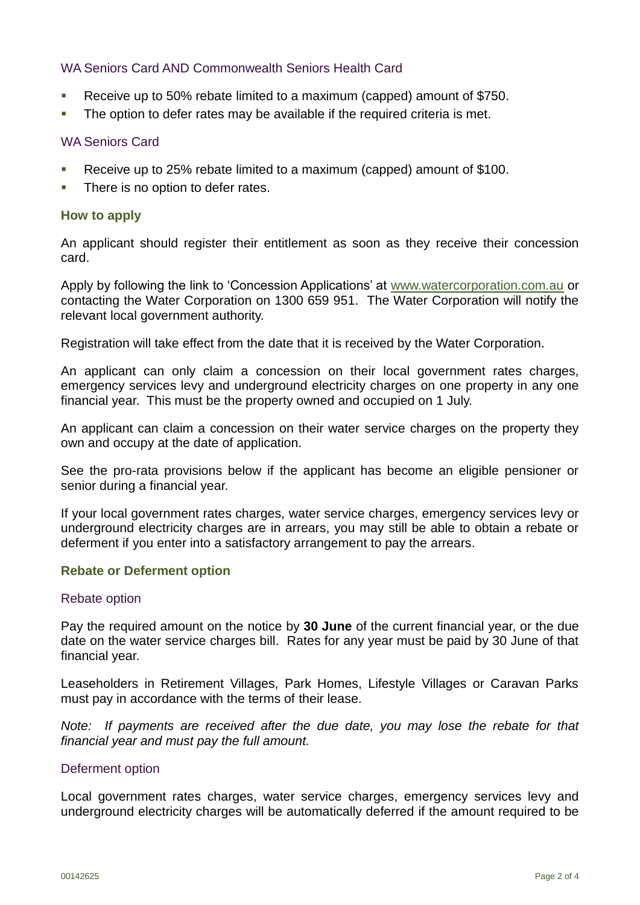### WA Seniors Card AND Commonwealth Seniors Health Card

- Receive up to 50% rebate limited to a maximum (capped) amount of $750.
- The option to defer rates may be available if the required criteria is met.

### WA Seniors Card

- Receive up to 25% rebate limited to a maximum (capped) amount of $100.
- There is no option to defer rates.

## How to apply

An applicant should register their entitlement as soon as they receive their concession card.

Apply by following the link to 'Concession Applications' at www.watercorporation.com.au or contacting the Water Corporation on 1300 659 951. The Water Corporation will notify the relevant local government authority.

Registration will take effect from the date that it is received by the Water Corporation.

An applicant can only claim a concession on their local government rates charges, emergency services levy and underground electricity charges on one property in any one financial year. This must be the property owned and occupied on 1 July.

An applicant can claim a concession on their water service charges on the property they own and occupy at the date of application.

See the pro-rata provisions below if the applicant has become an eligible pensioner or senior during a financial year.

If your local government rates charges, water service charges, emergency services levy or underground electricity charges are in arrears, you may still be able to obtain a rebate or deferment if you enter into a satisfactory arrangement to pay the arrears.

## Rebate or Deferment option

### Rebate option

Pay the required amount on the notice by **30 June** of the current financial year, or the due date on the water service charges bill. Rates for any year must be paid by 30 June of that financial year.

Leaseholders in Retirement Villages, Park Homes, Lifestyle Villages or Caravan Parks must pay in accordance with the terms of their lease.

*Note: If payments are received after the due date, you may lose the rebate for that financial year and must pay the full amount.*

### Deferment option

Local government rates charges, water service charges, emergency services levy and underground electricity charges will be automatically deferred if the amount required to be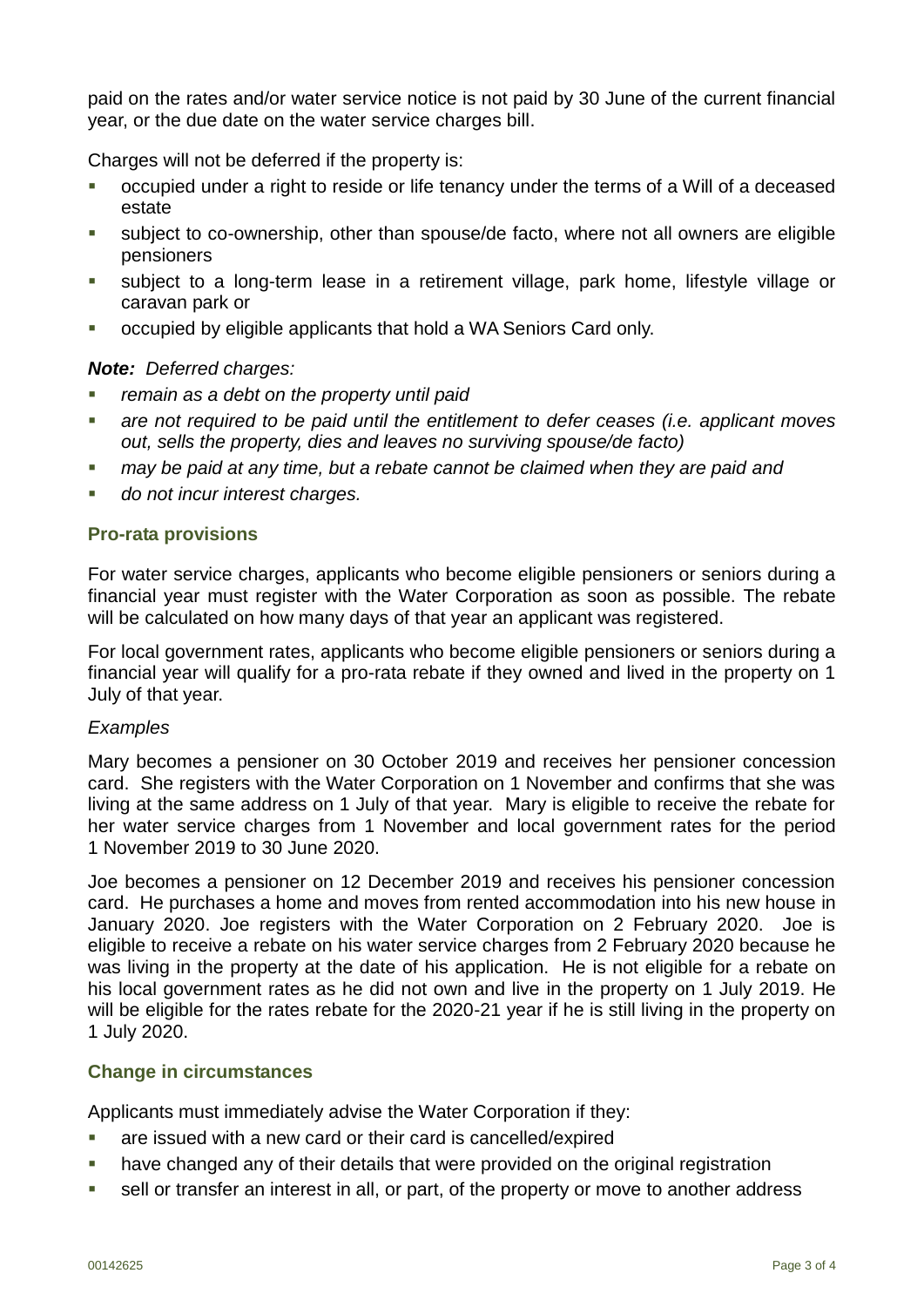paid on the rates and/or water service notice is not paid by 30 June of the current financial year, or the due date on the water service charges bill.

Charges will not be deferred if the property is:

- occupied under a right to reside or life tenancy under the terms of a Will of a deceased estate
- subject to co-ownership, other than spouse/de facto, where not all owners are eligible pensioners
- subject to a long-term lease in a retirement village, park home, lifestyle village or caravan park or
- occupied by eligible applicants that hold a WA Seniors Card only.

***Note:*** *Deferred charges:*

- *remain as a debt on the property until paid*
- *are not required to be paid until the entitlement to defer ceases (i.e. applicant moves out, sells the property, dies and leaves no surviving spouse/de facto)*
- *may be paid at any time, but a rebate cannot be claimed when they are paid and*
- *do not incur interest charges.*

### Pro-rata provisions

For water service charges, applicants who become eligible pensioners or seniors during a financial year must register with the Water Corporation as soon as possible. The rebate will be calculated on how many days of that year an applicant was registered.

For local government rates, applicants who become eligible pensioners or seniors during a financial year will qualify for a pro-rata rebate if they owned and lived in the property on 1 July of that year.

*Examples*

Mary becomes a pensioner on 30 October 2019 and receives her pensioner concession card. She registers with the Water Corporation on 1 November and confirms that she was living at the same address on 1 July of that year. Mary is eligible to receive the rebate for her water service charges from 1 November and local government rates for the period 1 November 2019 to 30 June 2020.

Joe becomes a pensioner on 12 December 2019 and receives his pensioner concession card. He purchases a home and moves from rented accommodation into his new house in January 2020. Joe registers with the Water Corporation on 2 February 2020. Joe is eligible to receive a rebate on his water service charges from 2 February 2020 because he was living in the property at the date of his application. He is not eligible for a rebate on his local government rates as he did not own and live in the property on 1 July 2019. He will be eligible for the rates rebate for the 2020-21 year if he is still living in the property on 1 July 2020.

### Change in circumstances

Applicants must immediately advise the Water Corporation if they:

- are issued with a new card or their card is cancelled/expired
- have changed any of their details that were provided on the original registration
- sell or transfer an interest in all, or part, of the property or move to another address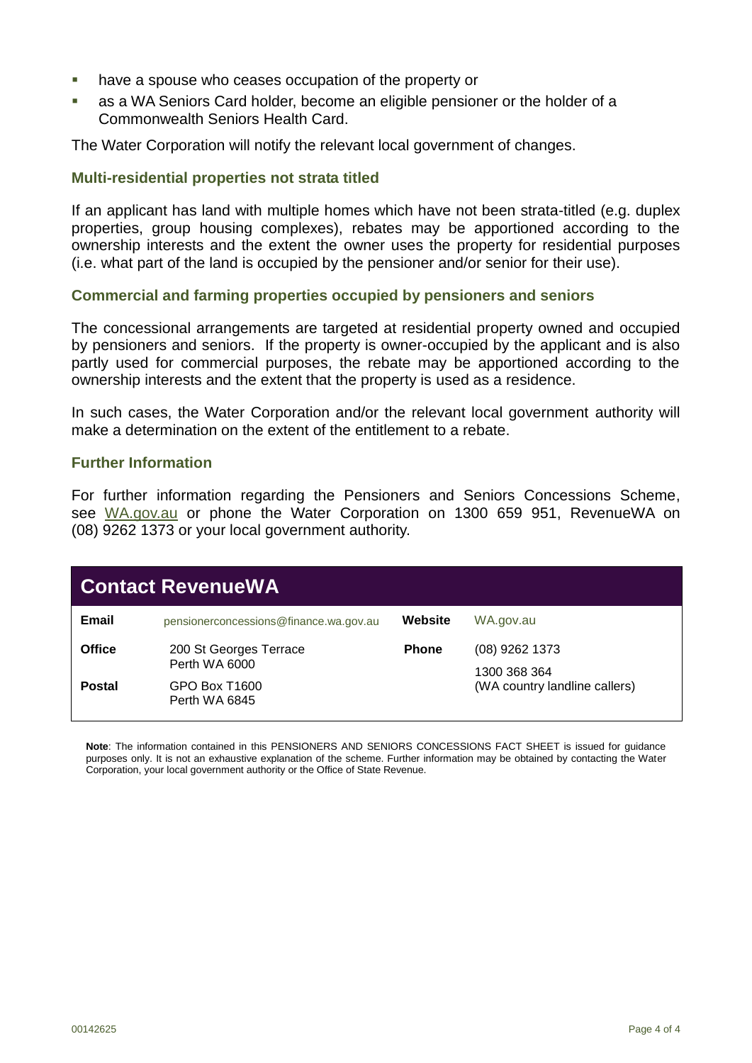- have a spouse who ceases occupation of the property or
- as a WA Seniors Card holder, become an eligible pensioner or the holder of a Commonwealth Seniors Health Card.

The Water Corporation will notify the relevant local government of changes.

### Multi-residential properties not strata titled

If an applicant has land with multiple homes which have not been strata-titled (e.g. duplex properties, group housing complexes), rebates may be apportioned according to the ownership interests and the extent the owner uses the property for residential purposes (i.e. what part of the land is occupied by the pensioner and/or senior for their use).

### Commercial and farming properties occupied by pensioners and seniors

The concessional arrangements are targeted at residential property owned and occupied by pensioners and seniors. If the property is owner-occupied by the applicant and is also partly used for commercial purposes, the rebate may be apportioned according to the ownership interests and the extent that the property is used as a residence.

In such cases, the Water Corporation and/or the relevant local government authority will make a determination on the extent of the entitlement to a rebate.

### Further Information

For further information regarding the Pensioners and Seniors Concessions Scheme, see WA.gov.au or phone the Water Corporation on 1300 659 951, RevenueWA on (08) 9262 1373 or your local government authority.

## Contact RevenueWA

| | | | |
|---|---|---|---|
| **Email** | pensionerconcessions@finance.wa.gov.au | **Website** | WA.gov.au |
| **Office** | 200 St Georges Terrace<br>Perth WA 6000 | **Phone** | (08) 9262 1373<br>1300 368 364<br>(WA country landline callers) |
| **Postal** | GPO Box T1600<br>Perth WA 6845 | | |

**Note**: The information contained in this PENSIONERS AND SENIORS CONCESSIONS FACT SHEET is issued for guidance purposes only. It is not an exhaustive explanation of the scheme. Further information may be obtained by contacting the Water Corporation, your local government authority or the Office of State Revenue.

00142625